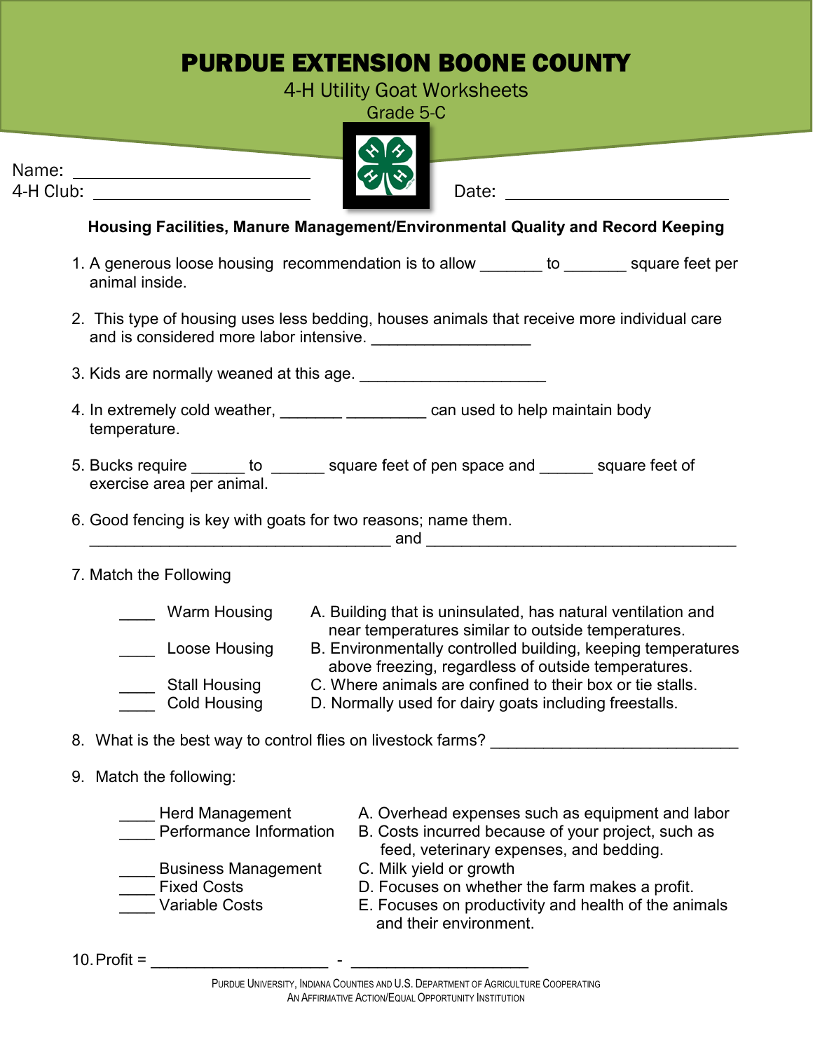# PURDUE EXTENSION BOONE COUNTY

4-H Utility Goat Worksheets

Grade 5-C

Name: ___________________________

4-H Club: ___________________________

Date: ___________________________

**Housing Facilities, Manure Management/Environmental Quality and Record Keeping**

1. A generous loose housing recommendation is to allow _______ to _______ square feet per animal inside.

2. This type of housing uses less bedding, houses animals that receive more individual care and is considered more labor intensive. __________________

3. Kids are normally weaned at this age. _____________________

4. In extremely cold weather, _______ _________ can used to help maintain body temperature.

5. Bucks require ______ to ______ square feet of pen space and ______ square feet of exercise area per animal.

6. Good fencing is key with goats for two reasons; name them. __________________________________ and __________________________________

7. Match the Following

   ____ Warm Housing
   ____ Loose Housing
   ____ Stall Housing
   ____ Cold Housing

   A. Building that is uninsulated, has natural ventilation and near temperatures similar to outside temperatures.
   B. Environmentally controlled building, keeping temperatures above freezing, regardless of outside temperatures.
   C. Where animals are confined to their box or tie stalls.
   D. Normally used for dairy goats including freestalls.

8. What is the best way to control flies on livestock farms? ____________________________

9. Match the following:

   ____ Herd Management
   ____ Performance Information
   ____ Business Management
   ____ Fixed Costs
   ____ Variable Costs

   A. Overhead expenses such as equipment and labor
   B. Costs incurred because of your project, such as feed, veterinary expenses, and bedding.
   C. Milk yield or growth
   D. Focuses on whether the farm makes a profit.
   E. Focuses on productivity and health of the animals and their environment.

10. Profit = ____________________ - ____________________

PURDUE UNIVERSITY, INDIANA COUNTIES AND U.S. DEPARTMENT OF AGRICULTURE COOPERATING
AN AFFIRMATIVE ACTION/EQUAL OPPORTUNITY INSTITUTION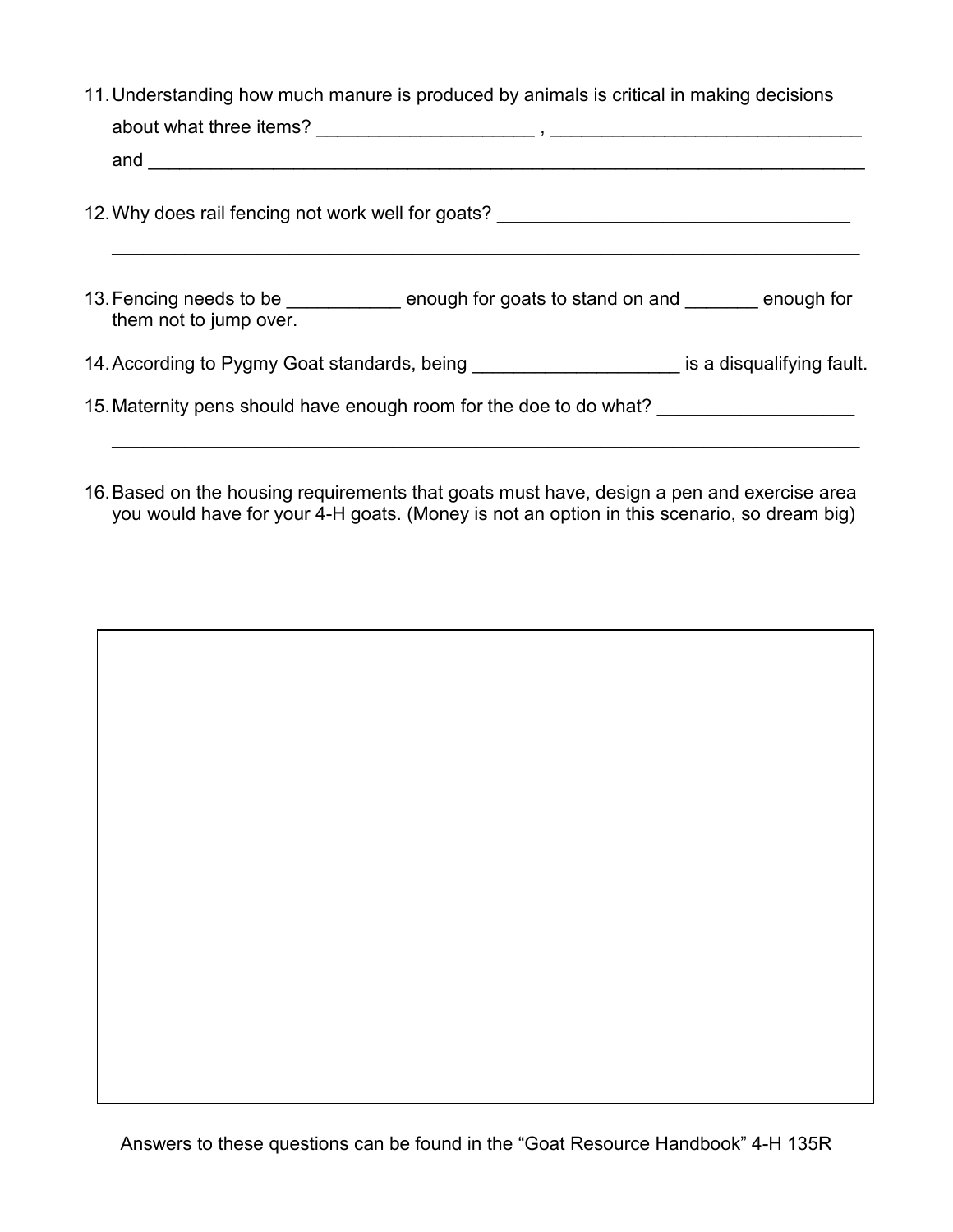11. Understanding how much manure is produced by animals is critical in making decisions about what three items? ____________________ , ______________________________ and ______________________________________________________________________

12. Why does rail fencing not work well for goats? __________________________________

    ______________________________________________________________________

13. Fencing needs to be ___________ enough for goats to stand on and _______ enough for them not to jump over.

14. According to Pygmy Goat standards, being ____________________ is a disqualifying fault.

15. Maternity pens should have enough room for the doe to do what? __________________

    ______________________________________________________________________

16. Based on the housing requirements that goats must have, design a pen and exercise area you would have for your 4-H goats. (Money is not an option in this scenario, so dream big)

Answers to these questions can be found in the "Goat Resource Handbook" 4-H 135R